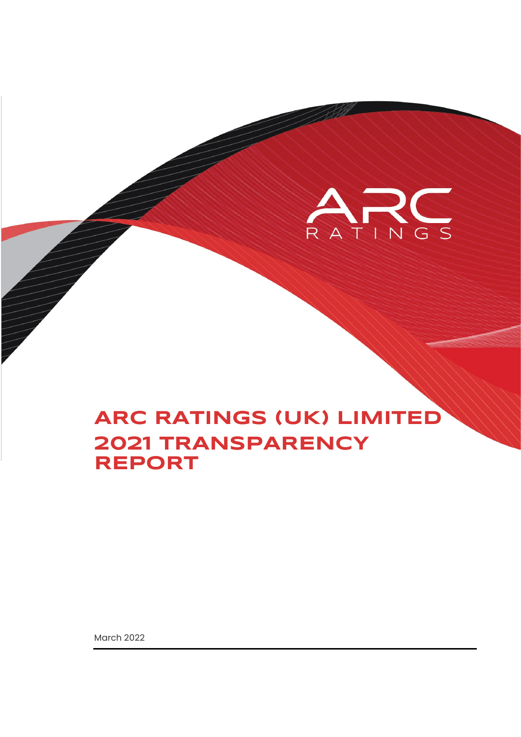ARC RATINGS

# ARC RATINGS (UK) LIMITED 2021 TRANSPARENCY REPORT

March 2022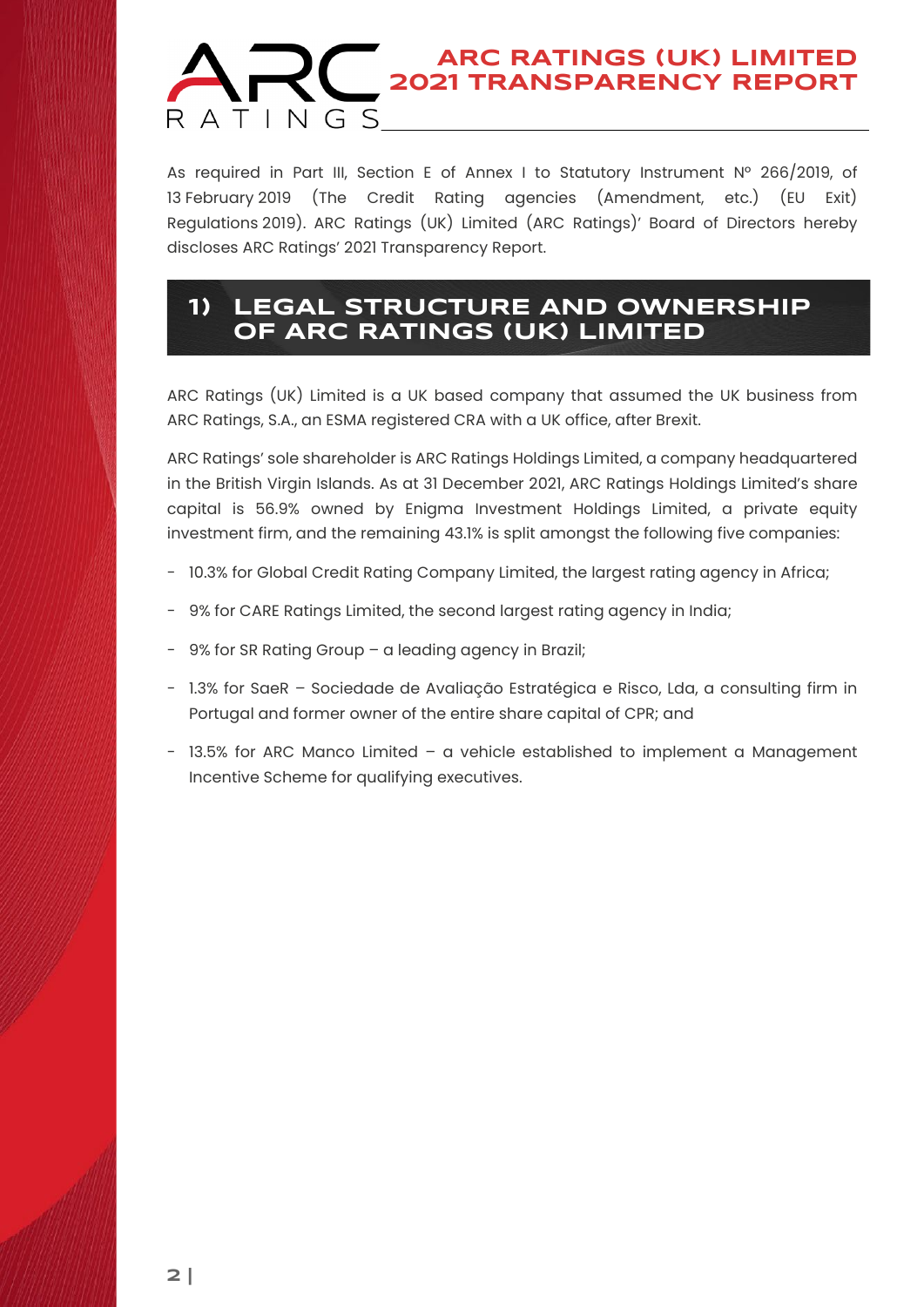As required in Part III, Section E of Annex I to Statutory Instrument Nº 266/2019, of 13 February 2019 (The Credit Rating agencies (Amendment, etc.) (EU Exit) Regulations 2019). ARC Ratings (UK) Limited (ARC Ratings)' Board of Directors hereby discloses ARC Ratings' 2021 Transparency Report.

## 1) LEGAL STRUCTURE AND OWNERSHIP OF ARC RATINGS (UK) LIMITED

ARC Ratings (UK) Limited is a UK based company that assumed the UK business from ARC Ratings, S.A., an ESMA registered CRA with a UK office, after Brexit.

ARC Ratings' sole shareholder is ARC Ratings Holdings Limited, a company headquartered in the British Virgin Islands. As at 31 December 2021, ARC Ratings Holdings Limited's share capital is 56.9% owned by Enigma Investment Holdings Limited, a private equity investment firm, and the remaining 43.1% is split amongst the following five companies:

- 10.3% for Global Credit Rating Company Limited, the largest rating agency in Africa;
- 9% for CARE Ratings Limited, the second largest rating agency in India;
- 9% for SR Rating Group – a leading agency in Brazil;
- 1.3% for SaeR – Sociedade de Avaliação Estratégica e Risco, Lda, a consulting firm in Portugal and former owner of the entire share capital of CPR; and
- 13.5% for ARC Manco Limited – a vehicle established to implement a Management Incentive Scheme for qualifying executives.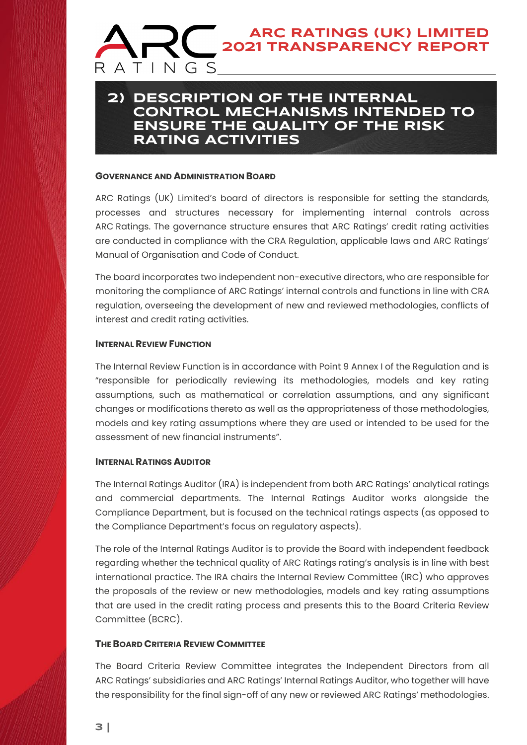## 2) DESCRIPTION OF THE INTERNAL CONTROL MECHANISMS INTENDED TO ENSURE THE QUALITY OF THE RISK RATING ACTIVITIES

### GOVERNANCE AND ADMINISTRATION BOARD

ARC Ratings (UK) Limited's board of directors is responsible for setting the standards, processes and structures necessary for implementing internal controls across ARC Ratings. The governance structure ensures that ARC Ratings' credit rating activities are conducted in compliance with the CRA Regulation, applicable laws and ARC Ratings' Manual of Organisation and Code of Conduct.

The board incorporates two independent non-executive directors, who are responsible for monitoring the compliance of ARC Ratings' internal controls and functions in line with CRA regulation, overseeing the development of new and reviewed methodologies, conflicts of interest and credit rating activities.

### INTERNAL REVIEW FUNCTION

The Internal Review Function is in accordance with Point 9 Annex I of the Regulation and is "responsible for periodically reviewing its methodologies, models and key rating assumptions, such as mathematical or correlation assumptions, and any significant changes or modifications thereto as well as the appropriateness of those methodologies, models and key rating assumptions where they are used or intended to be used for the assessment of new financial instruments".

### INTERNAL RATINGS AUDITOR

The Internal Ratings Auditor (IRA) is independent from both ARC Ratings' analytical ratings and commercial departments. The Internal Ratings Auditor works alongside the Compliance Department, but is focused on the technical ratings aspects (as opposed to the Compliance Department's focus on regulatory aspects).

The role of the Internal Ratings Auditor is to provide the Board with independent feedback regarding whether the technical quality of ARC Ratings rating's analysis is in line with best international practice. The IRA chairs the Internal Review Committee (IRC) who approves the proposals of the review or new methodologies, models and key rating assumptions that are used in the credit rating process and presents this to the Board Criteria Review Committee (BCRC).

### THE BOARD CRITERIA REVIEW COMMITTEE

The Board Criteria Review Committee integrates the Independent Directors from all ARC Ratings' subsidiaries and ARC Ratings' Internal Ratings Auditor, who together will have the responsibility for the final sign-off of any new or reviewed ARC Ratings' methodologies.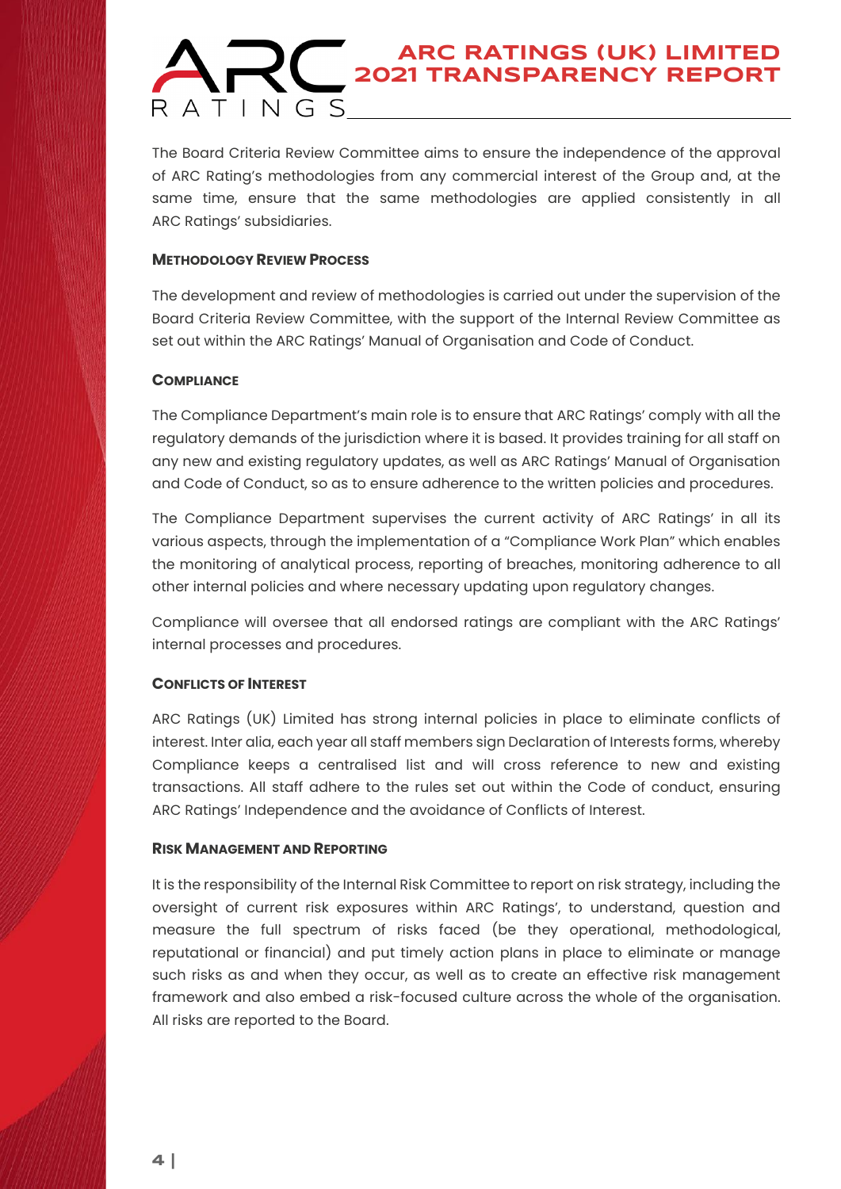The Board Criteria Review Committee aims to ensure the independence of the approval of ARC Rating's methodologies from any commercial interest of the Group and, at the same time, ensure that the same methodologies are applied consistently in all ARC Ratings' subsidiaries.

### METHODOLOGY REVIEW PROCESS

The development and review of methodologies is carried out under the supervision of the Board Criteria Review Committee, with the support of the Internal Review Committee as set out within the ARC Ratings' Manual of Organisation and Code of Conduct.

### COMPLIANCE

The Compliance Department's main role is to ensure that ARC Ratings' comply with all the regulatory demands of the jurisdiction where it is based. It provides training for all staff on any new and existing regulatory updates, as well as ARC Ratings' Manual of Organisation and Code of Conduct, so as to ensure adherence to the written policies and procedures.

The Compliance Department supervises the current activity of ARC Ratings' in all its various aspects, through the implementation of a "Compliance Work Plan" which enables the monitoring of analytical process, reporting of breaches, monitoring adherence to all other internal policies and where necessary updating upon regulatory changes.

Compliance will oversee that all endorsed ratings are compliant with the ARC Ratings' internal processes and procedures.

### CONFLICTS OF INTEREST

ARC Ratings (UK) Limited has strong internal policies in place to eliminate conflicts of interest. Inter alia, each year all staff members sign Declaration of Interests forms, whereby Compliance keeps a centralised list and will cross reference to new and existing transactions. All staff adhere to the rules set out within the Code of conduct, ensuring ARC Ratings' Independence and the avoidance of Conflicts of Interest.

### RISK MANAGEMENT AND REPORTING

It is the responsibility of the Internal Risk Committee to report on risk strategy, including the oversight of current risk exposures within ARC Ratings', to understand, question and measure the full spectrum of risks faced (be they operational, methodological, reputational or financial) and put timely action plans in place to eliminate or manage such risks as and when they occur, as well as to create an effective risk management framework and also embed a risk-focused culture across the whole of the organisation. All risks are reported to the Board.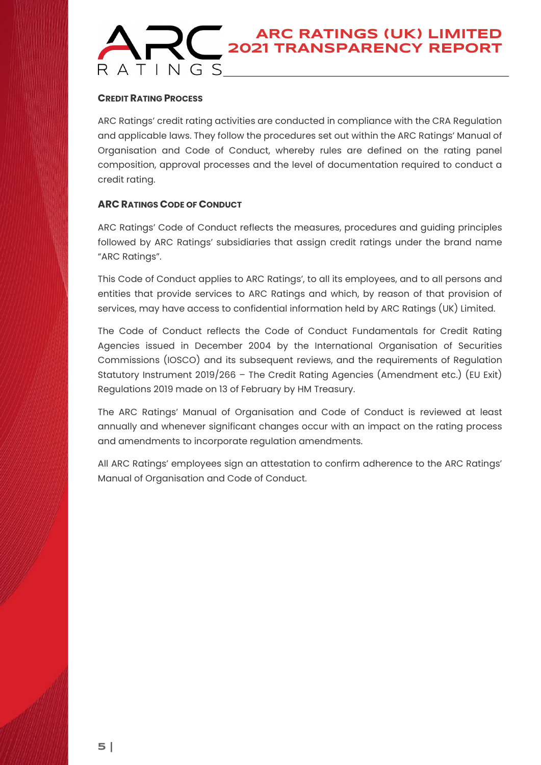## Credit Rating Process

ARC Ratings' credit rating activities are conducted in compliance with the CRA Regulation and applicable laws. They follow the procedures set out within the ARC Ratings' Manual of Organisation and Code of Conduct, whereby rules are defined on the rating panel composition, approval processes and the level of documentation required to conduct a credit rating.

## ARC Ratings Code of Conduct

ARC Ratings' Code of Conduct reflects the measures, procedures and guiding principles followed by ARC Ratings' subsidiaries that assign credit ratings under the brand name "ARC Ratings".

This Code of Conduct applies to ARC Ratings', to all its employees, and to all persons and entities that provide services to ARC Ratings and which, by reason of that provision of services, may have access to confidential information held by ARC Ratings (UK) Limited.

The Code of Conduct reflects the Code of Conduct Fundamentals for Credit Rating Agencies issued in December 2004 by the International Organisation of Securities Commissions (IOSCO) and its subsequent reviews, and the requirements of Regulation Statutory Instrument 2019/266 – The Credit Rating Agencies (Amendment etc.) (EU Exit) Regulations 2019 made on 13 of February by HM Treasury.

The ARC Ratings' Manual of Organisation and Code of Conduct is reviewed at least annually and whenever significant changes occur with an impact on the rating process and amendments to incorporate regulation amendments.

All ARC Ratings' employees sign an attestation to confirm adherence to the ARC Ratings' Manual of Organisation and Code of Conduct.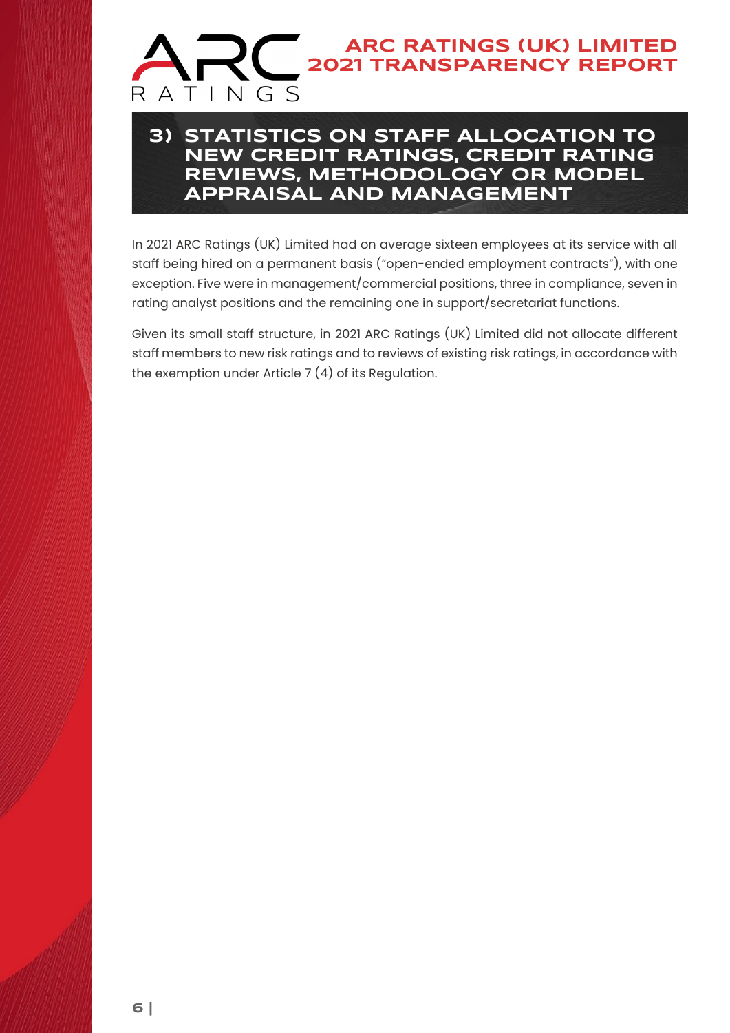## 3) STATISTICS ON STAFF ALLOCATION TO NEW CREDIT RATINGS, CREDIT RATING REVIEWS, METHODOLOGY OR MODEL APPRAISAL AND MANAGEMENT

In 2021 ARC Ratings (UK) Limited had on average sixteen employees at its service with all staff being hired on a permanent basis ("open-ended employment contracts"), with one exception. Five were in management/commercial positions, three in compliance, seven in rating analyst positions and the remaining one in support/secretariat functions.

Given its small staff structure, in 2021 ARC Ratings (UK) Limited did not allocate different staff members to new risk ratings and to reviews of existing risk ratings, in accordance with the exemption under Article 7 (4) of its Regulation.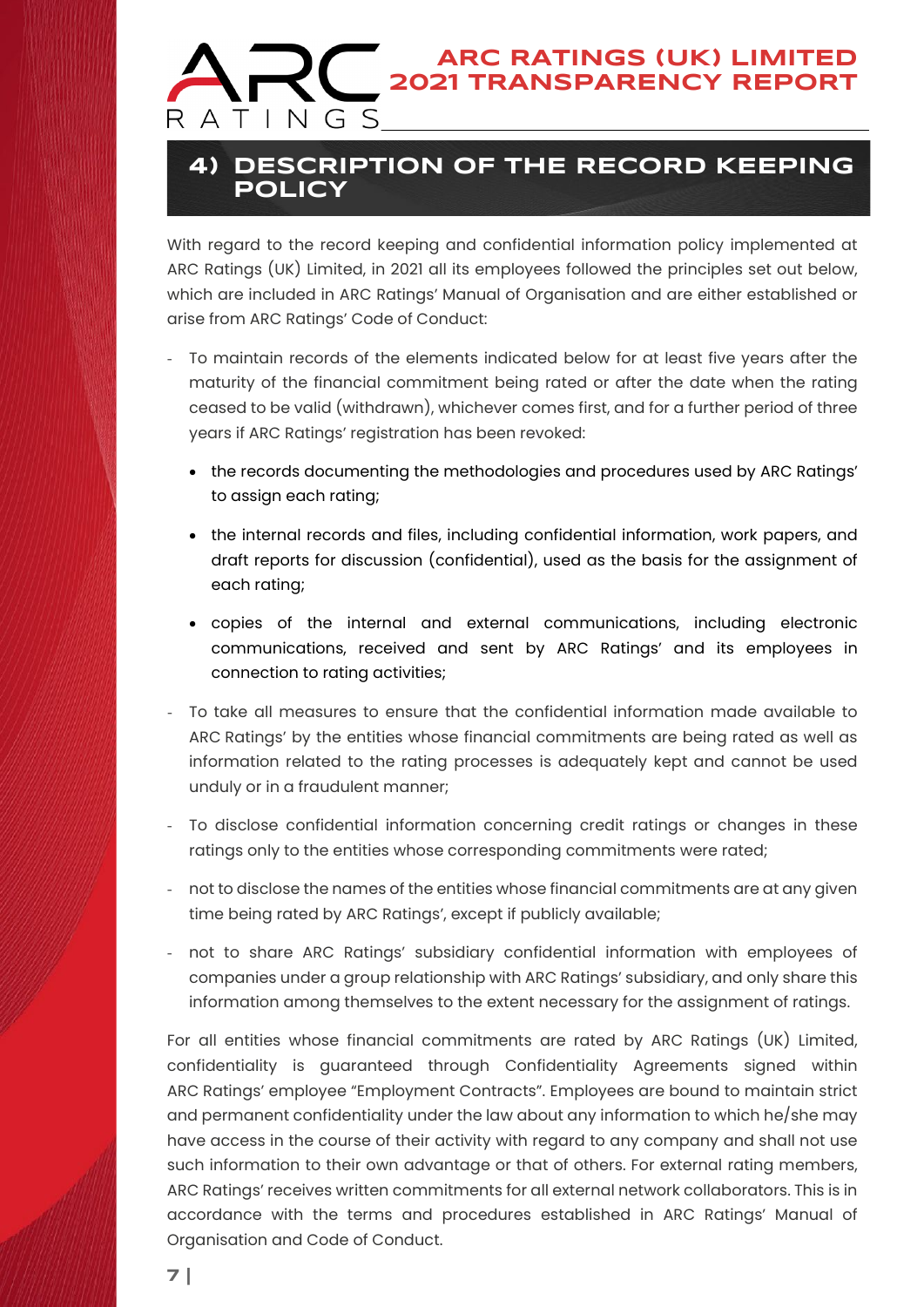## 4) DESCRIPTION OF THE RECORD KEEPING POLICY

With regard to the record keeping and confidential information policy implemented at ARC Ratings (UK) Limited, in 2021 all its employees followed the principles set out below, which are included in ARC Ratings' Manual of Organisation and are either established or arise from ARC Ratings' Code of Conduct:

- To maintain records of the elements indicated below for at least five years after the maturity of the financial commitment being rated or after the date when the rating ceased to be valid (withdrawn), whichever comes first, and for a further period of three years if ARC Ratings' registration has been revoked:
    - the records documenting the methodologies and procedures used by ARC Ratings' to assign each rating;
    - the internal records and files, including confidential information, work papers, and draft reports for discussion (confidential), used as the basis for the assignment of each rating;
    - copies of the internal and external communications, including electronic communications, received and sent by ARC Ratings' and its employees in connection to rating activities;
- To take all measures to ensure that the confidential information made available to ARC Ratings' by the entities whose financial commitments are being rated as well as information related to the rating processes is adequately kept and cannot be used unduly or in a fraudulent manner;
- To disclose confidential information concerning credit ratings or changes in these ratings only to the entities whose corresponding commitments were rated;
- not to disclose the names of the entities whose financial commitments are at any given time being rated by ARC Ratings', except if publicly available;
- not to share ARC Ratings' subsidiary confidential information with employees of companies under a group relationship with ARC Ratings' subsidiary, and only share this information among themselves to the extent necessary for the assignment of ratings.

For all entities whose financial commitments are rated by ARC Ratings (UK) Limited, confidentiality is guaranteed through Confidentiality Agreements signed within ARC Ratings' employee "Employment Contracts". Employees are bound to maintain strict and permanent confidentiality under the law about any information to which he/she may have access in the course of their activity with regard to any company and shall not use such information to their own advantage or that of others. For external rating members, ARC Ratings' receives written commitments for all external network collaborators. This is in accordance with the terms and procedures established in ARC Ratings' Manual of Organisation and Code of Conduct.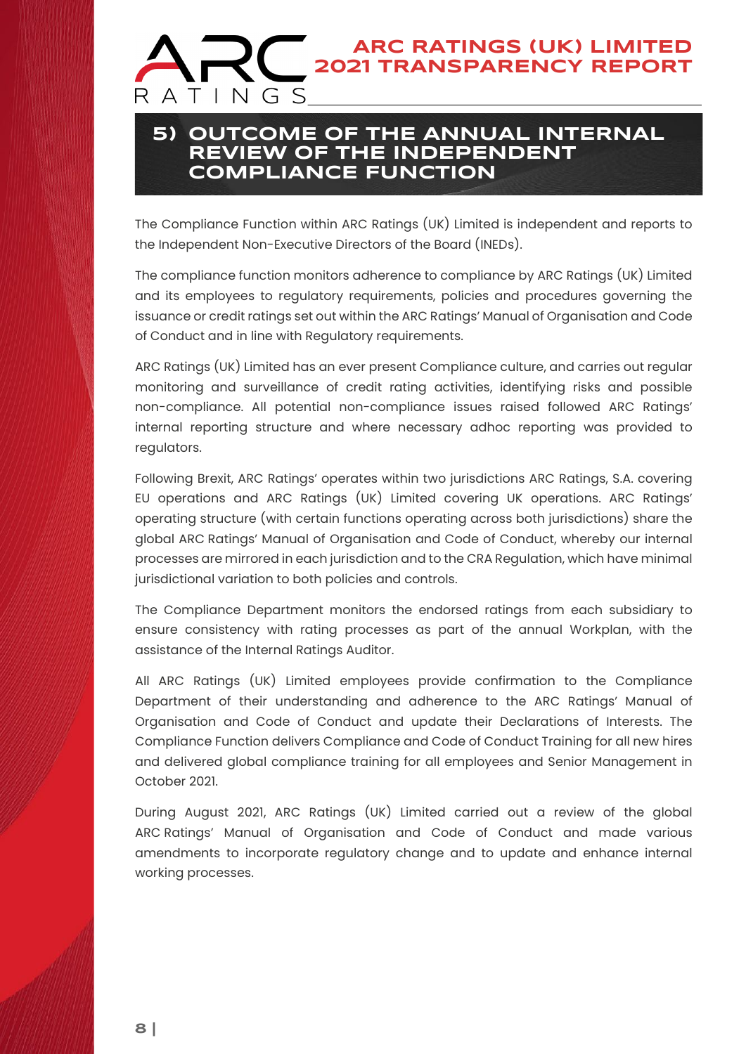## 5) OUTCOME OF THE ANNUAL INTERNAL REVIEW OF THE INDEPENDENT COMPLIANCE FUNCTION

The Compliance Function within ARC Ratings (UK) Limited is independent and reports to the Independent Non-Executive Directors of the Board (INEDs).

The compliance function monitors adherence to compliance by ARC Ratings (UK) Limited and its employees to regulatory requirements, policies and procedures governing the issuance or credit ratings set out within the ARC Ratings' Manual of Organisation and Code of Conduct and in line with Regulatory requirements.

ARC Ratings (UK) Limited has an ever present Compliance culture, and carries out regular monitoring and surveillance of credit rating activities, identifying risks and possible non-compliance. All potential non-compliance issues raised followed ARC Ratings' internal reporting structure and where necessary adhoc reporting was provided to regulators.

Following Brexit, ARC Ratings' operates within two jurisdictions ARC Ratings, S.A. covering EU operations and ARC Ratings (UK) Limited covering UK operations. ARC Ratings' operating structure (with certain functions operating across both jurisdictions) share the global ARC Ratings' Manual of Organisation and Code of Conduct, whereby our internal processes are mirrored in each jurisdiction and to the CRA Regulation, which have minimal jurisdictional variation to both policies and controls.

The Compliance Department monitors the endorsed ratings from each subsidiary to ensure consistency with rating processes as part of the annual Workplan, with the assistance of the Internal Ratings Auditor.

All ARC Ratings (UK) Limited employees provide confirmation to the Compliance Department of their understanding and adherence to the ARC Ratings' Manual of Organisation and Code of Conduct and update their Declarations of Interests. The Compliance Function delivers Compliance and Code of Conduct Training for all new hires and delivered global compliance training for all employees and Senior Management in October 2021.

During August 2021, ARC Ratings (UK) Limited carried out a review of the global ARC Ratings' Manual of Organisation and Code of Conduct and made various amendments to incorporate regulatory change and to update and enhance internal working processes.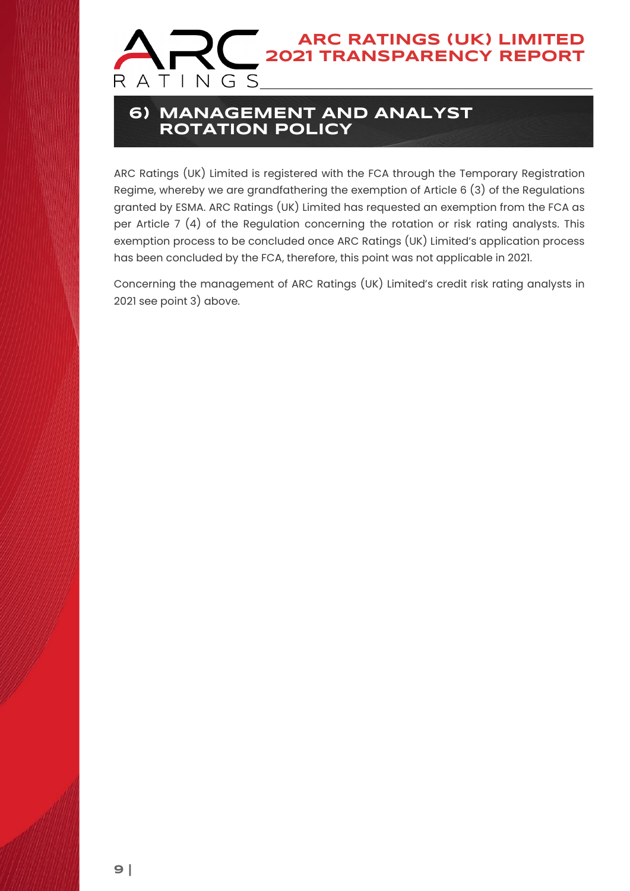## 6) MANAGEMENT AND ANALYST ROTATION POLICY

ARC Ratings (UK) Limited is registered with the FCA through the Temporary Registration Regime, whereby we are grandfathering the exemption of Article 6 (3) of the Regulations granted by ESMA. ARC Ratings (UK) Limited has requested an exemption from the FCA as per Article 7 (4) of the Regulation concerning the rotation or risk rating analysts. This exemption process to be concluded once ARC Ratings (UK) Limited's application process has been concluded by the FCA, therefore, this point was not applicable in 2021.

Concerning the management of ARC Ratings (UK) Limited's credit risk rating analysts in 2021 see point 3) above.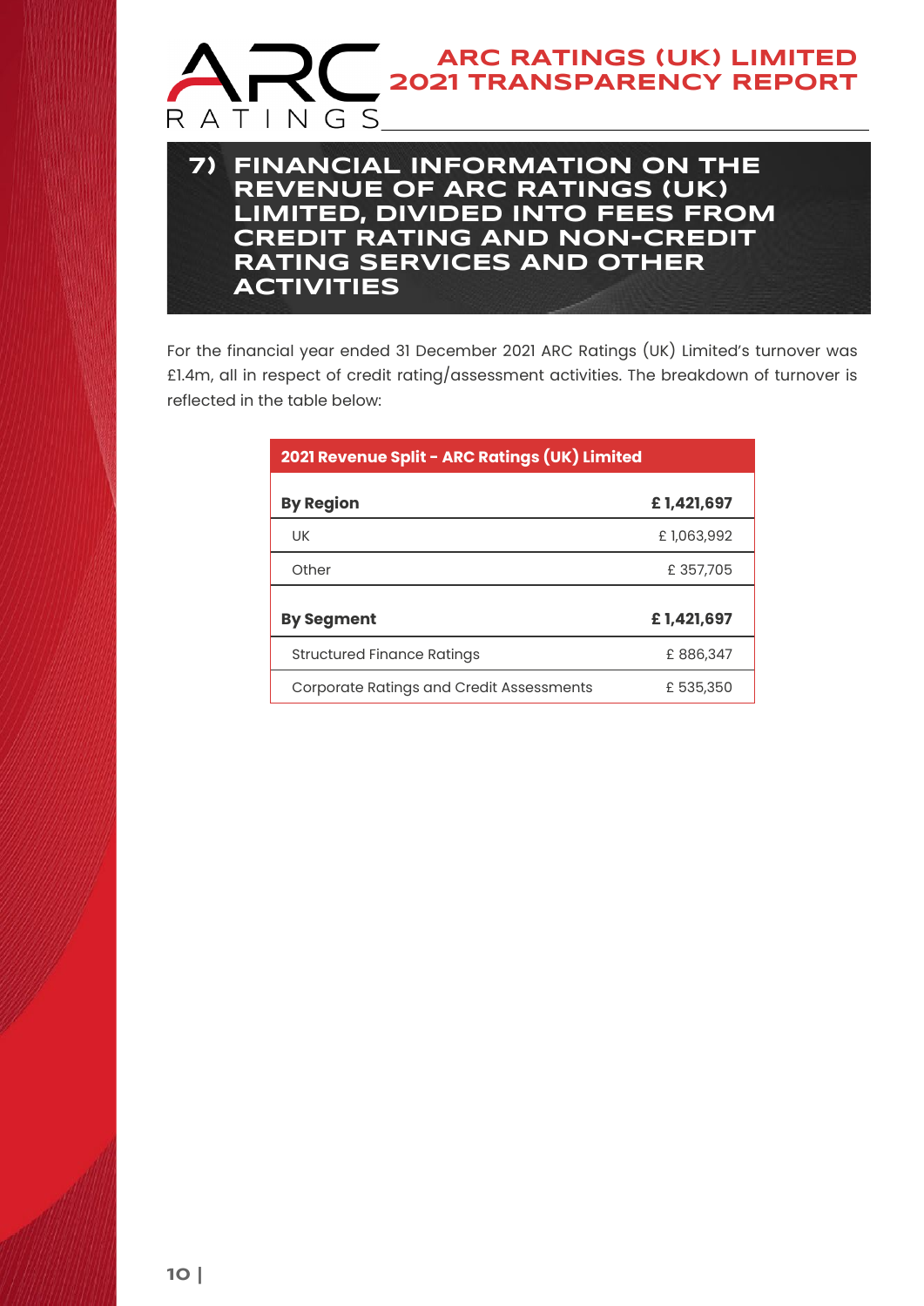## 7) FINANCIAL INFORMATION ON THE REVENUE OF ARC RATINGS (UK) LIMITED, DIVIDED INTO FEES FROM CREDIT RATING AND NON-CREDIT RATING SERVICES AND OTHER ACTIVITIES

For the financial year ended 31 December 2021 ARC Ratings (UK) Limited's turnover was £1.4m, all in respect of credit rating/assessment activities. The breakdown of turnover is reflected in the table below:

| 2021 Revenue Split - ARC Ratings (UK) Limited | |
|---|---|
| **By Region** | **£ 1,421,697** |
| UK | £ 1,063,992 |
| Other | £ 357,705 |
| **By Segment** | **£ 1,421,697** |
| Structured Finance Ratings | £ 886,347 |
| Corporate Ratings and Credit Assessments | £ 535,350 |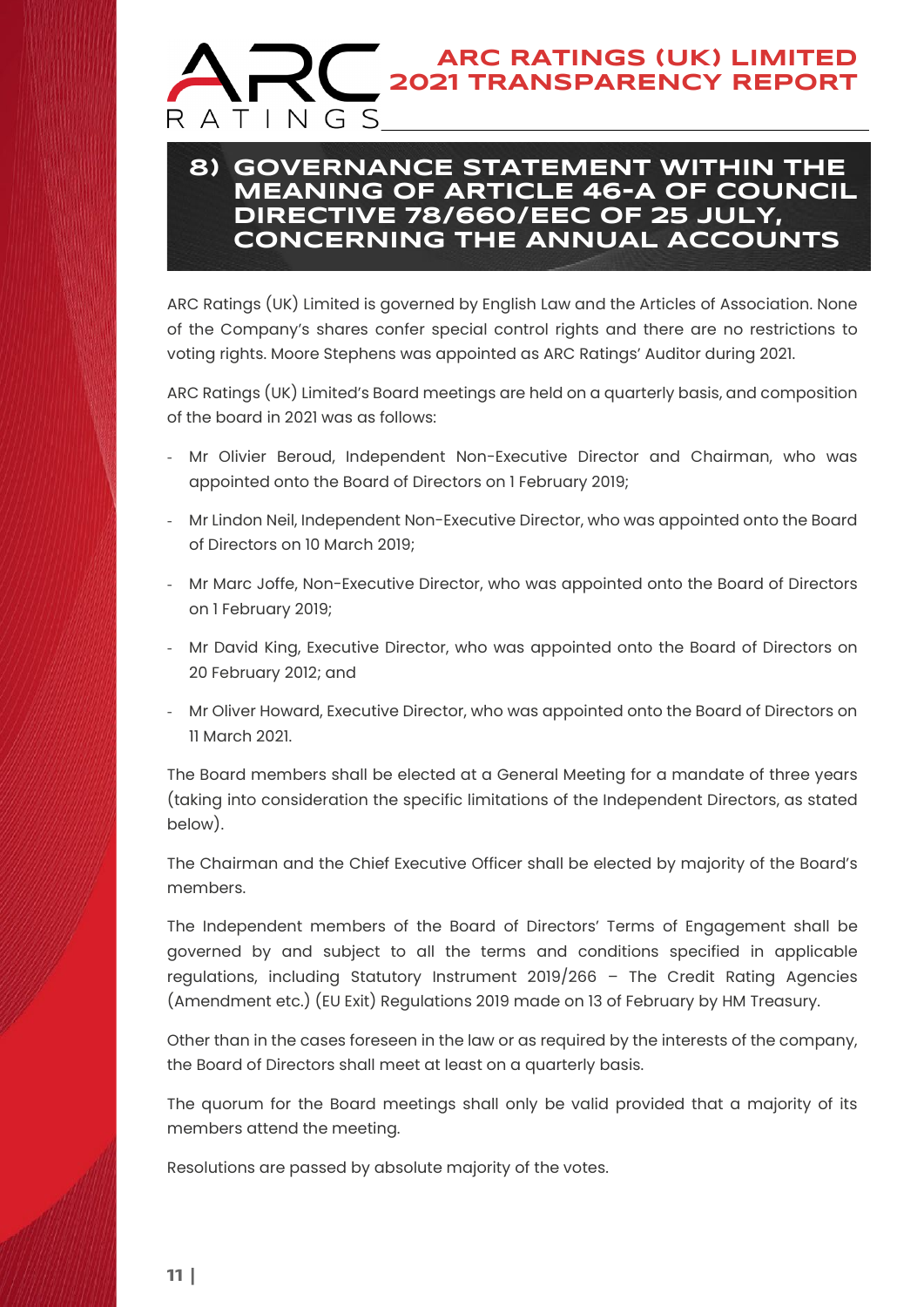## 8) GOVERNANCE STATEMENT WITHIN THE MEANING OF ARTICLE 46-A OF COUNCIL DIRECTIVE 78/660/EEC OF 25 JULY, CONCERNING THE ANNUAL ACCOUNTS

ARC Ratings (UK) Limited is governed by English Law and the Articles of Association. None of the Company's shares confer special control rights and there are no restrictions to voting rights. Moore Stephens was appointed as ARC Ratings' Auditor during 2021.

ARC Ratings (UK) Limited's Board meetings are held on a quarterly basis, and composition of the board in 2021 was as follows:

- Mr Olivier Beroud, Independent Non-Executive Director and Chairman, who was appointed onto the Board of Directors on 1 February 2019;
- Mr Lindon Neil, Independent Non-Executive Director, who was appointed onto the Board of Directors on 10 March 2019;
- Mr Marc Joffe, Non-Executive Director, who was appointed onto the Board of Directors on 1 February 2019;
- Mr David King, Executive Director, who was appointed onto the Board of Directors on 20 February 2012; and
- Mr Oliver Howard, Executive Director, who was appointed onto the Board of Directors on 11 March 2021.

The Board members shall be elected at a General Meeting for a mandate of three years (taking into consideration the specific limitations of the Independent Directors, as stated below).

The Chairman and the Chief Executive Officer shall be elected by majority of the Board's members.

The Independent members of the Board of Directors' Terms of Engagement shall be governed by and subject to all the terms and conditions specified in applicable regulations, including Statutory Instrument 2019/266 – The Credit Rating Agencies (Amendment etc.) (EU Exit) Regulations 2019 made on 13 of February by HM Treasury.

Other than in the cases foreseen in the law or as required by the interests of the company, the Board of Directors shall meet at least on a quarterly basis.

The quorum for the Board meetings shall only be valid provided that a majority of its members attend the meeting.

Resolutions are passed by absolute majority of the votes.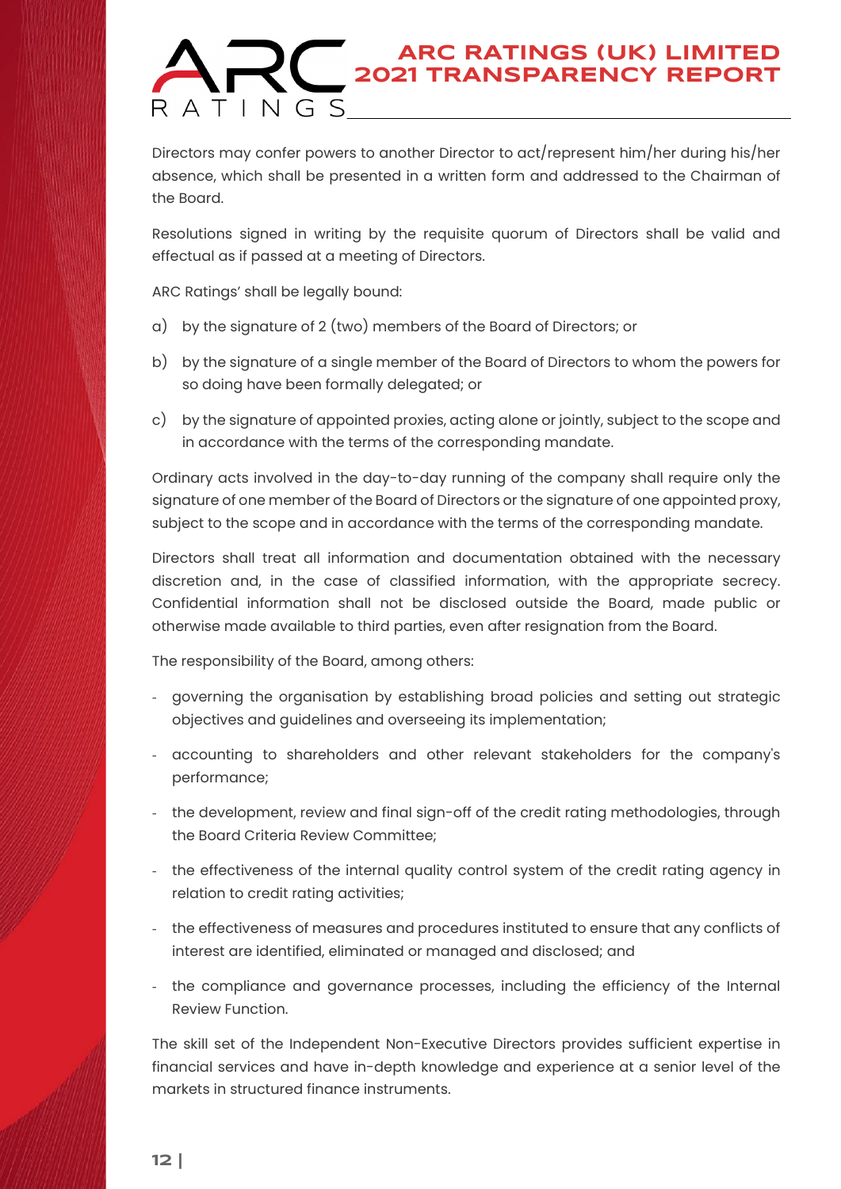Directors may confer powers to another Director to act/represent him/her during his/her absence, which shall be presented in a written form and addressed to the Chairman of the Board.

Resolutions signed in writing by the requisite quorum of Directors shall be valid and effectual as if passed at a meeting of Directors.

ARC Ratings' shall be legally bound:

a) by the signature of 2 (two) members of the Board of Directors; or

b) by the signature of a single member of the Board of Directors to whom the powers for so doing have been formally delegated; or

c) by the signature of appointed proxies, acting alone or jointly, subject to the scope and in accordance with the terms of the corresponding mandate.

Ordinary acts involved in the day-to-day running of the company shall require only the signature of one member of the Board of Directors or the signature of one appointed proxy, subject to the scope and in accordance with the terms of the corresponding mandate.

Directors shall treat all information and documentation obtained with the necessary discretion and, in the case of classified information, with the appropriate secrecy. Confidential information shall not be disclosed outside the Board, made public or otherwise made available to third parties, even after resignation from the Board.

The responsibility of the Board, among others:

- governing the organisation by establishing broad policies and setting out strategic objectives and guidelines and overseeing its implementation;
- accounting to shareholders and other relevant stakeholders for the company's performance;
- the development, review and final sign-off of the credit rating methodologies, through the Board Criteria Review Committee;
- the effectiveness of the internal quality control system of the credit rating agency in relation to credit rating activities;
- the effectiveness of measures and procedures instituted to ensure that any conflicts of interest are identified, eliminated or managed and disclosed; and
- the compliance and governance processes, including the efficiency of the Internal Review Function.

The skill set of the Independent Non-Executive Directors provides sufficient expertise in financial services and have in-depth knowledge and experience at a senior level of the markets in structured finance instruments.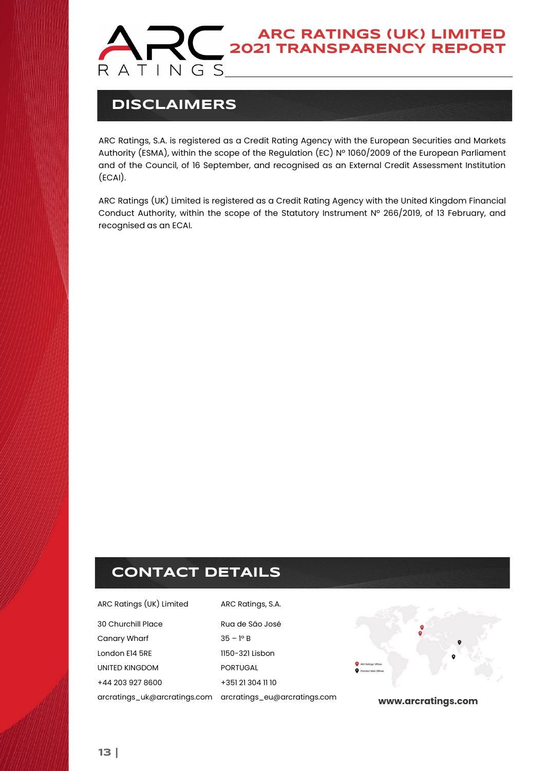## DISCLAIMERS

ARC Ratings, S.A. is registered as a Credit Rating Agency with the European Securities and Markets Authority (ESMA), within the scope of the Regulation (EC) Nº 1060/2009 of the European Parliament and of the Council, of 16 September, and recognised as an External Credit Assessment Institution (ECAI).

ARC Ratings (UK) Limited is registered as a Credit Rating Agency with the United Kingdom Financial Conduct Authority, within the scope of the Statutory Instrument Nº 266/2019, of 13 February, and recognised as an ECAI.

## CONTACT DETAILS

ARC Ratings (UK) Limited

30 Churchill Place
Canary Wharf
London E14 5RE
UNITED KINGDOM
+44 203 927 8600
arcratings_uk@arcratings.com

ARC Ratings, S.A.

Rua de São José
35 – 1º B
1150-321 Lisbon
PORTUGAL
+351 21 304 11 10
arcratings_eu@arcratings.com

ARC Ratings' Offices
Partners' Main Offices

**www.arcratings.com**